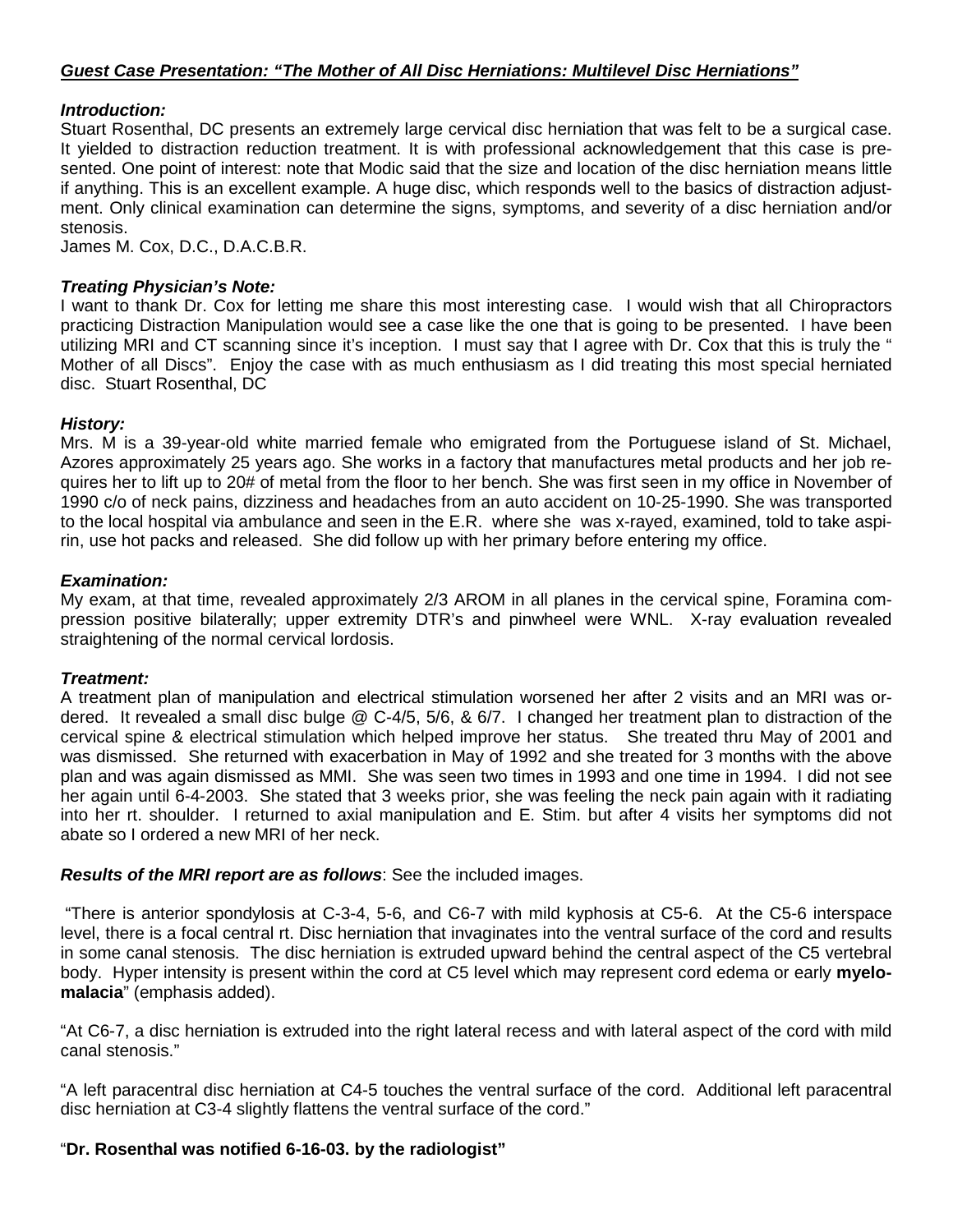## ***Guest Case Presentation: "The Mother of All Disc Herniations: Multilevel Disc Herniations"***

### ***Introduction:***

Stuart Rosenthal, DC presents an extremely large cervical disc herniation that was felt to be a surgical case. It yielded to distraction reduction treatment. It is with professional acknowledgement that this case is presented. One point of interest: note that Modic said that the size and location of the disc herniation means little if anything. This is an excellent example. A huge disc, which responds well to the basics of distraction adjustment. Only clinical examination can determine the signs, symptoms, and severity of a disc herniation and/or stenosis.

James M. Cox, D.C., D.A.C.B.R.

### ***Treating Physician's Note:***

I want to thank Dr. Cox for letting me share this most interesting case. I would wish that all Chiropractors practicing Distraction Manipulation would see a case like the one that is going to be presented. I have been utilizing MRI and CT scanning since it's inception. I must say that I agree with Dr. Cox that this is truly the " Mother of all Discs". Enjoy the case with as much enthusiasm as I did treating this most special herniated disc. Stuart Rosenthal, DC

### ***History:***

Mrs. M is a 39-year-old white married female who emigrated from the Portuguese island of St. Michael, Azores approximately 25 years ago. She works in a factory that manufactures metal products and her job requires her to lift up to 20# of metal from the floor to her bench. She was first seen in my office in November of 1990 c/o of neck pains, dizziness and headaches from an auto accident on 10-25-1990. She was transported to the local hospital via ambulance and seen in the E.R. where she was x-rayed, examined, told to take aspirin, use hot packs and released. She did follow up with her primary before entering my office.

### ***Examination:***

My exam, at that time, revealed approximately 2/3 AROM in all planes in the cervical spine, Foramina compression positive bilaterally; upper extremity DTR's and pinwheel were WNL. X-ray evaluation revealed straightening of the normal cervical lordosis.

### ***Treatment:***

A treatment plan of manipulation and electrical stimulation worsened her after 2 visits and an MRI was ordered. It revealed a small disc bulge @ C-4/5, 5/6, & 6/7. I changed her treatment plan to distraction of the cervical spine & electrical stimulation which helped improve her status. She treated thru May of 2001 and was dismissed. She returned with exacerbation in May of 1992 and she treated for 3 months with the above plan and was again dismissed as MMI. She was seen two times in 1993 and one time in 1994. I did not see her again until 6-4-2003. She stated that 3 weeks prior, she was feeling the neck pain again with it radiating into her rt. shoulder. I returned to axial manipulation and E. Stim. but after 4 visits her symptoms did not abate so I ordered a new MRI of her neck.

***Results of the MRI report are as follows***: See the included images.

"There is anterior spondylosis at C-3-4, 5-6, and C6-7 with mild kyphosis at C5-6. At the C5-6 interspace level, there is a focal central rt. Disc herniation that invaginates into the ventral surface of the cord and results in some canal stenosis. The disc herniation is extruded upward behind the central aspect of the C5 vertebral body. Hyper intensity is present within the cord at C5 level which may represent cord edema or early **myelomalacia**" (emphasis added).

"At C6-7, a disc herniation is extruded into the right lateral recess and with lateral aspect of the cord with mild canal stenosis."

"A left paracentral disc herniation at C4-5 touches the ventral surface of the cord. Additional left paracentral disc herniation at C3-4 slightly flattens the ventral surface of the cord."

"**Dr. Rosenthal was notified 6-16-03. by the radiologist"**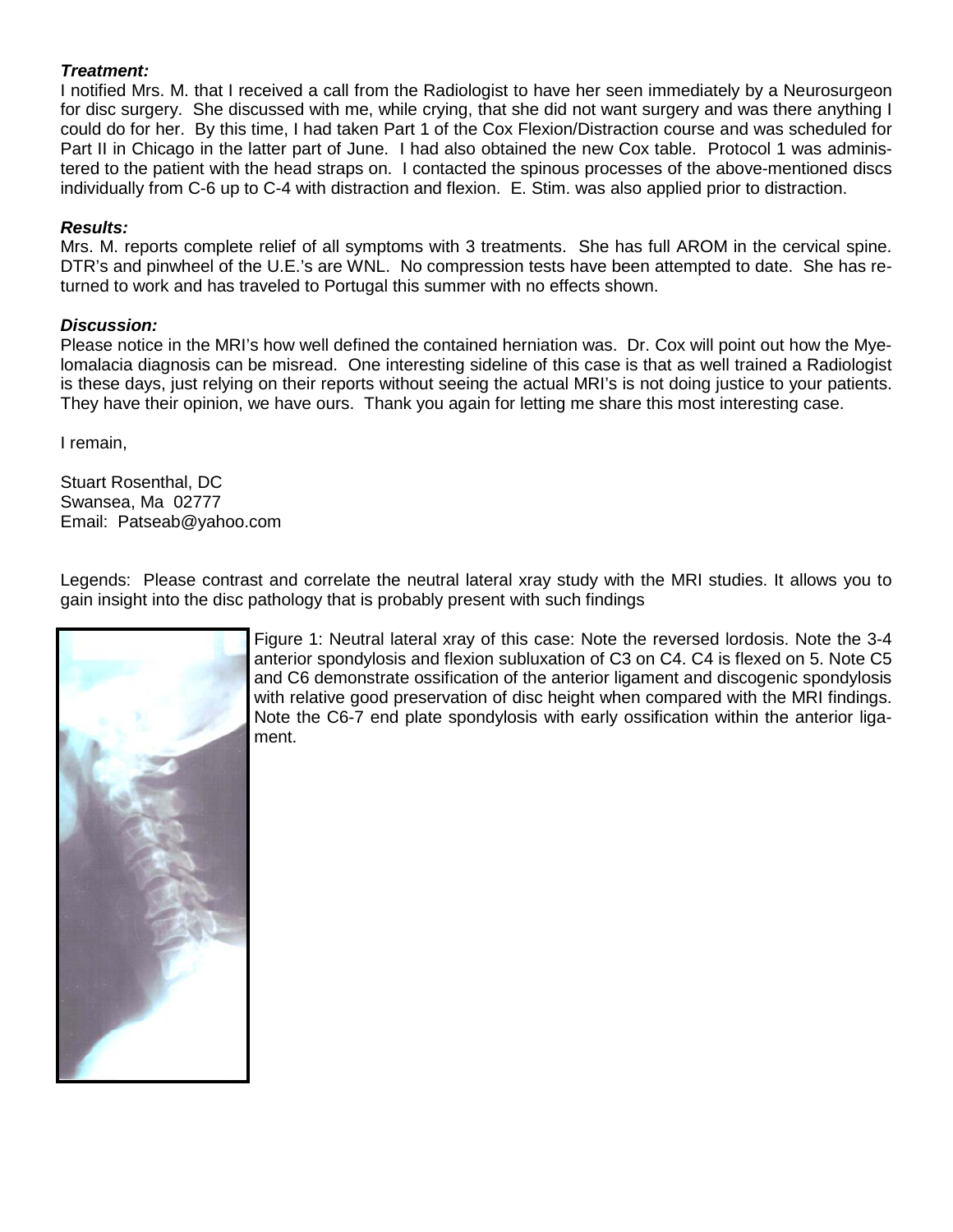***Treatment:***
I notified Mrs. M. that I received a call from the Radiologist to have her seen immediately by a Neurosurgeon for disc surgery. She discussed with me, while crying, that she did not want surgery and was there anything I could do for her. By this time, I had taken Part 1 of the Cox Flexion/Distraction course and was scheduled for Part II in Chicago in the latter part of June. I had also obtained the new Cox table. Protocol 1 was administered to the patient with the head straps on. I contacted the spinous processes of the above-mentioned discs individually from C-6 up to C-4 with distraction and flexion. E. Stim. was also applied prior to distraction.

***Results:***
Mrs. M. reports complete relief of all symptoms with 3 treatments. She has full AROM in the cervical spine. DTR's and pinwheel of the U.E.'s are WNL. No compression tests have been attempted to date. She has returned to work and has traveled to Portugal this summer with no effects shown.

***Discussion:***
Please notice in the MRI's how well defined the contained herniation was. Dr. Cox will point out how the Myelomalacia diagnosis can be misread. One interesting sideline of this case is that as well trained a Radiologist is these days, just relying on their reports without seeing the actual MRI's is not doing justice to your patients. They have their opinion, we have ours. Thank you again for letting me share this most interesting case.

I remain,

Stuart Rosenthal, DC
Swansea, Ma 02777
Email: Patseab@yahoo.com

Legends: Please contrast and correlate the neutral lateral xray study with the MRI studies. It allows you to gain insight into the disc pathology that is probably present with such findings

Figure 1: Neutral lateral xray of this case: Note the reversed lordosis. Note the 3-4 anterior spondylosis and flexion subluxation of C3 on C4. C4 is flexed on 5. Note C5 and C6 demonstrate ossification of the anterior ligament and discogenic spondylosis with relative good preservation of disc height when compared with the MRI findings. Note the C6-7 end plate spondylosis with early ossification within the anterior ligament.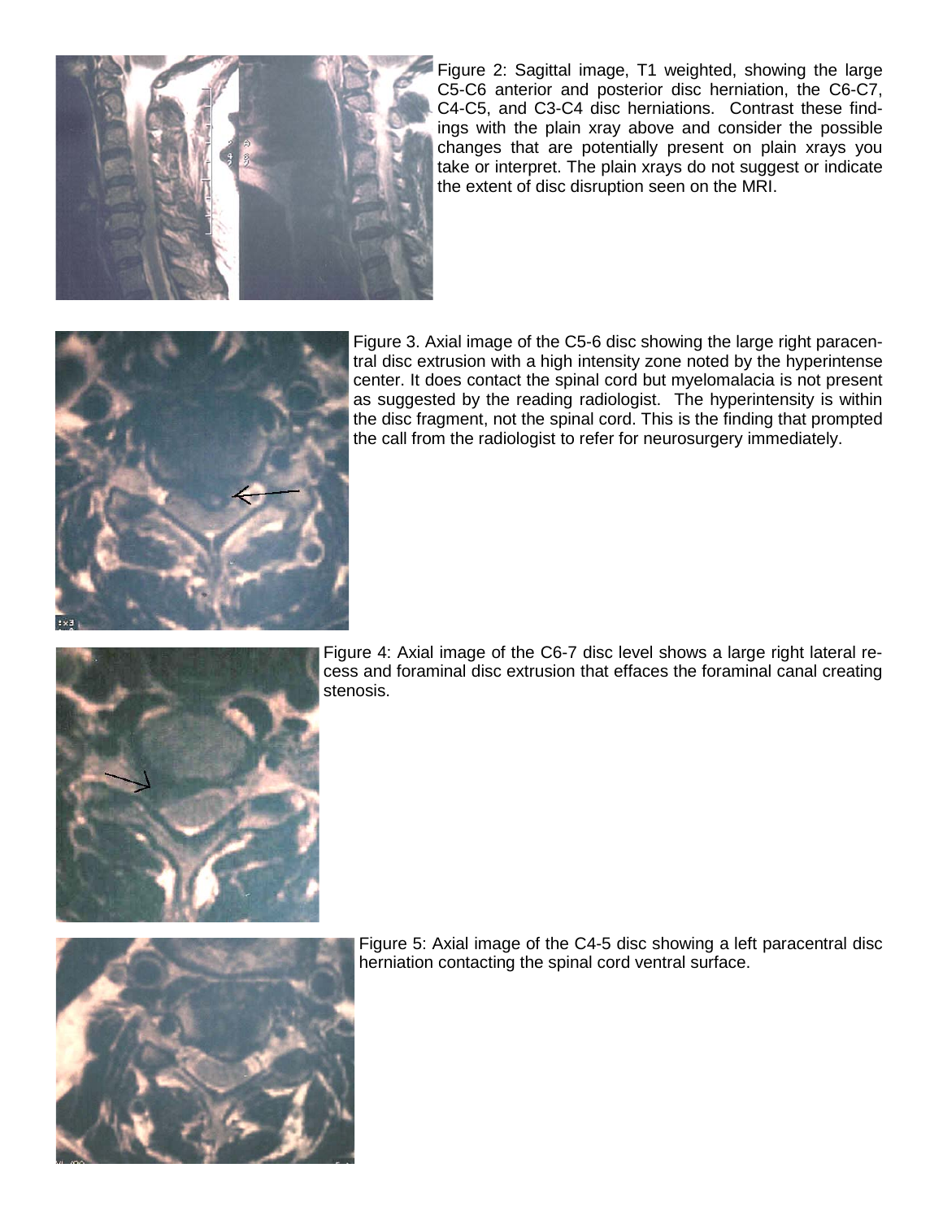Figure 2: Sagittal image, T1 weighted, showing the large C5-C6 anterior and posterior disc herniation, the C6-C7, C4-C5, and C3-C4 disc herniations. Contrast these findings with the plain xray above and consider the possible changes that are potentially present on plain xrays you take or interpret. The plain xrays do not suggest or indicate the extent of disc disruption seen on the MRI.

Figure 3. Axial image of the C5-6 disc showing the large right paracentral disc extrusion with a high intensity zone noted by the hyperintense center. It does contact the spinal cord but myelomalacia is not present as suggested by the reading radiologist. The hyperintensity is within the disc fragment, not the spinal cord. This is the finding that prompted the call from the radiologist to refer for neurosurgery immediately.

Figure 4: Axial image of the C6-7 disc level shows a large right lateral recess and foraminal disc extrusion that effaces the foraminal canal creating stenosis.

Figure 5: Axial image of the C4-5 disc showing a left paracentral disc herniation contacting the spinal cord ventral surface.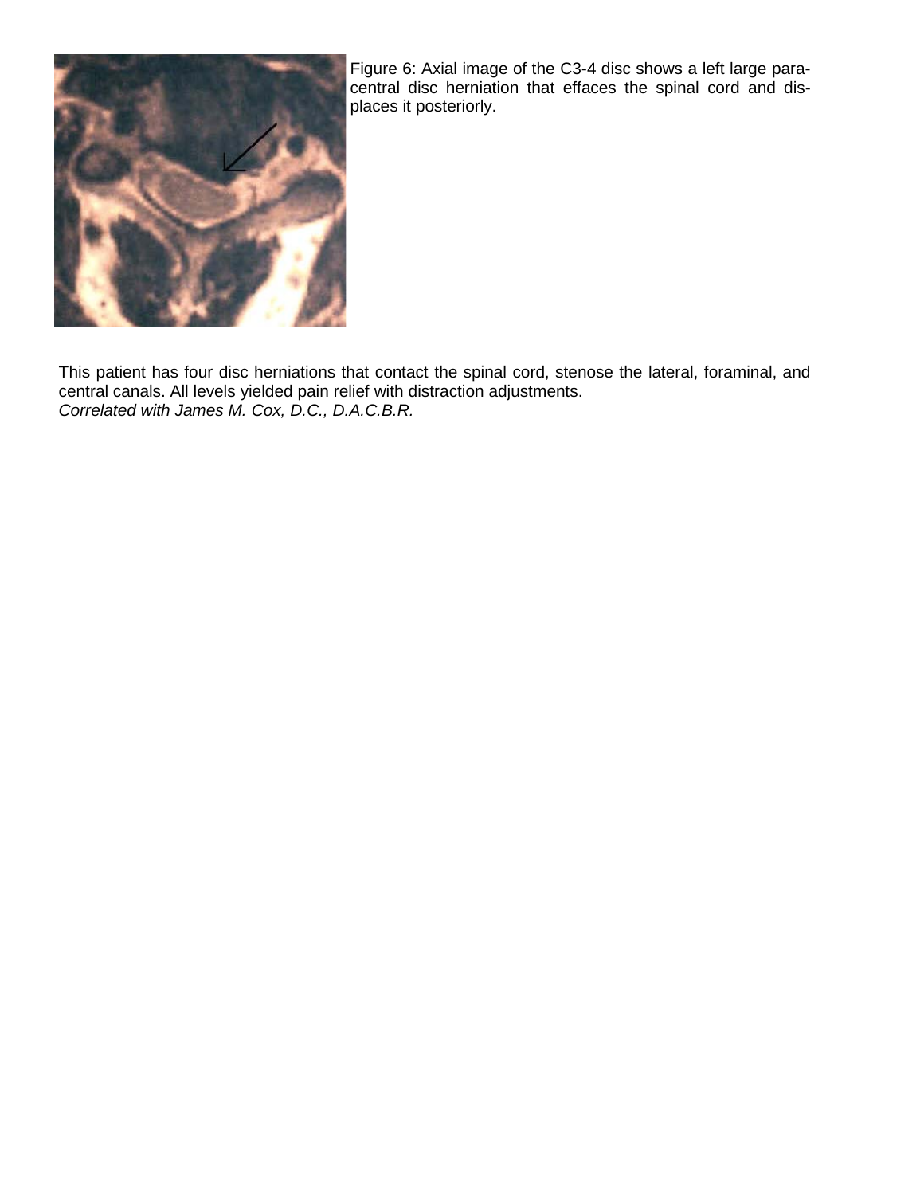Figure 6: Axial image of the C3-4 disc shows a left large para-central disc herniation that effaces the spinal cord and displaces it posteriorly.

This patient has four disc herniations that contact the spinal cord, stenose the lateral, foraminal, and central canals. All levels yielded pain relief with distraction adjustments.

*Correlated with James M. Cox, D.C., D.A.C.B.R.*